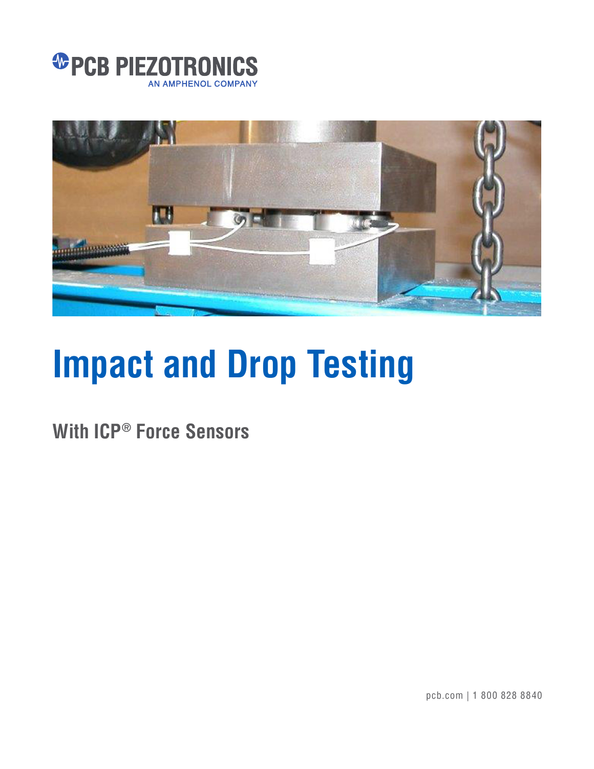PCB PIEZOTRONICS

AN AMPHENOL COMPANY

# Impact and Drop Testing

## With ICP® Force Sensors

pcb.com | 1 800 828 8840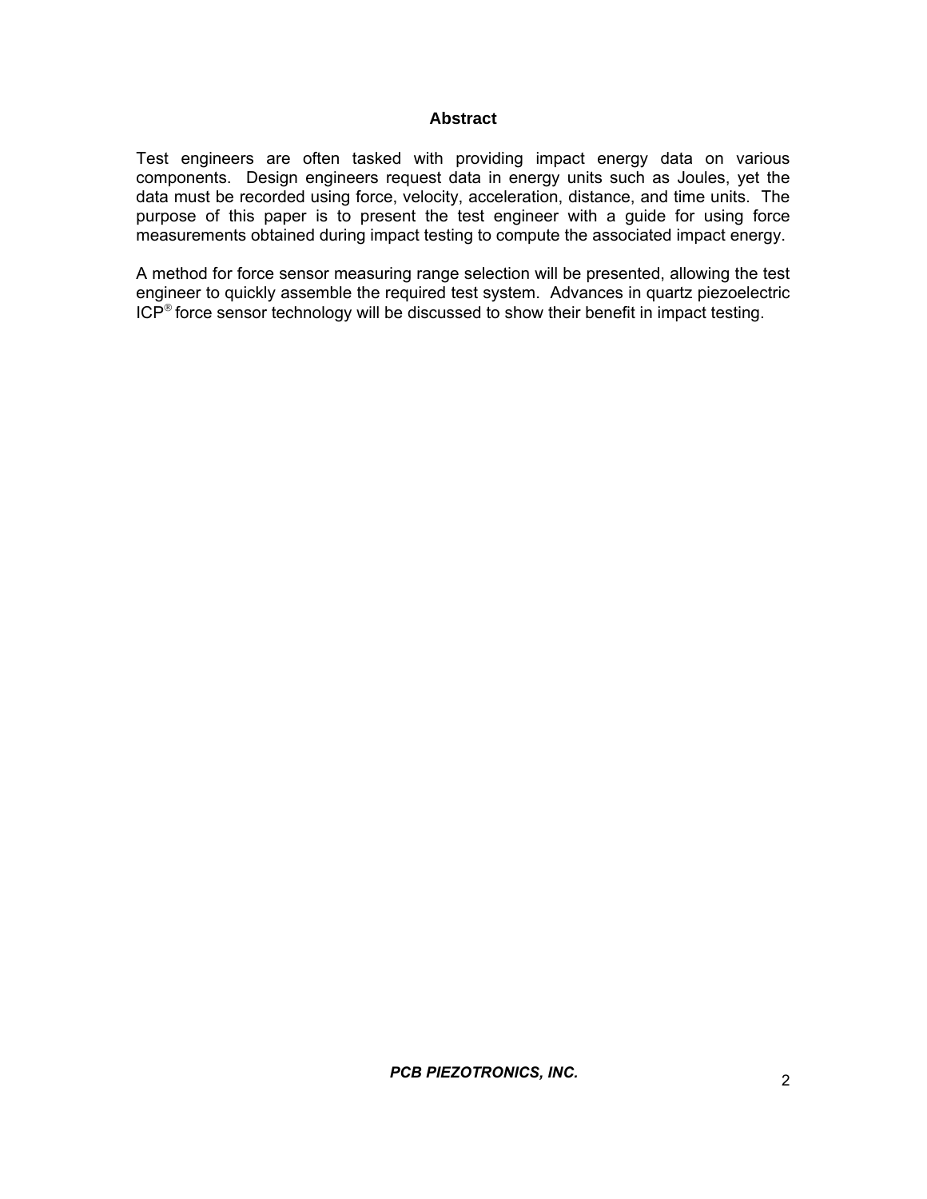## Abstract

Test engineers are often tasked with providing impact energy data on various components. Design engineers request data in energy units such as Joules, yet the data must be recorded using force, velocity, acceleration, distance, and time units. The purpose of this paper is to present the test engineer with a guide for using force measurements obtained during impact testing to compute the associated impact energy.

A method for force sensor measuring range selection will be presented, allowing the test engineer to quickly assemble the required test system. Advances in quartz piezoelectric ICP® force sensor technology will be discussed to show their benefit in impact testing.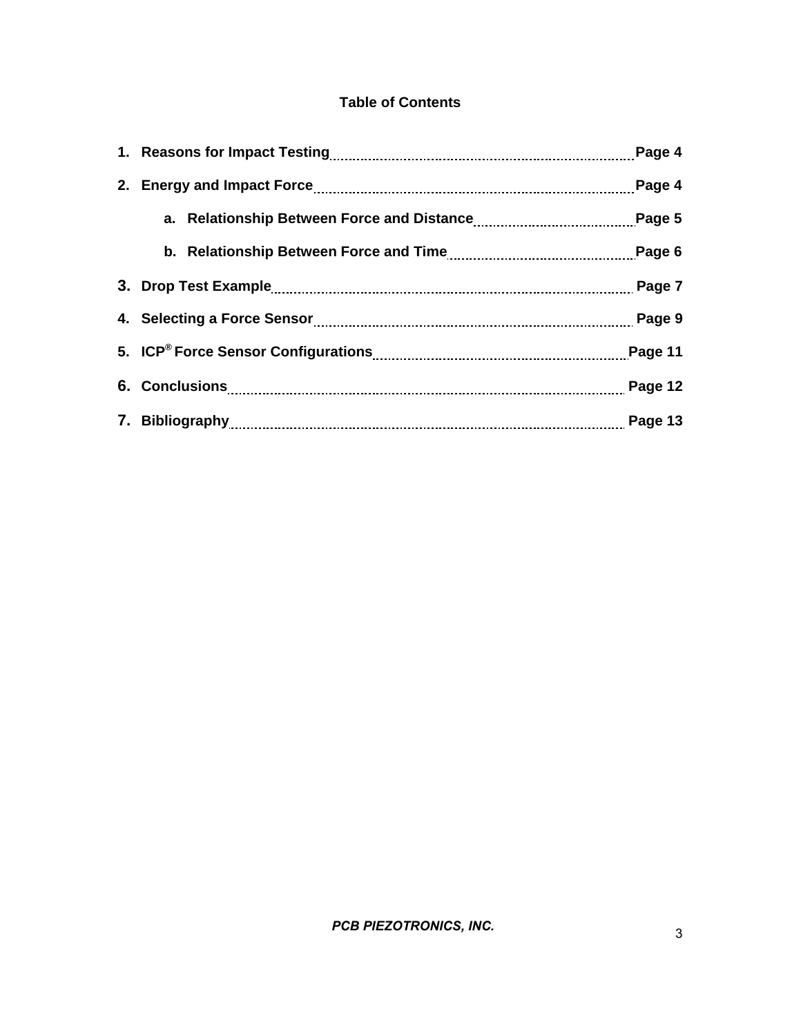## Table of Contents

1. **Reasons for Impact Testing** ........ **Page 4**
2. **Energy and Impact Force** ........ **Page 4**
    a. **Relationship Between Force and Distance** ........ **Page 5**
    b. **Relationship Between Force and Time** ........ **Page 6**
3. **Drop Test Example** ........ **Page 7**
4. **Selecting a Force Sensor** ........ **Page 9**
5. **ICP® Force Sensor Configurations** ........ **Page 11**
6. **Conclusions** ........ **Page 12**
7. **Bibliography** ........ **Page 13**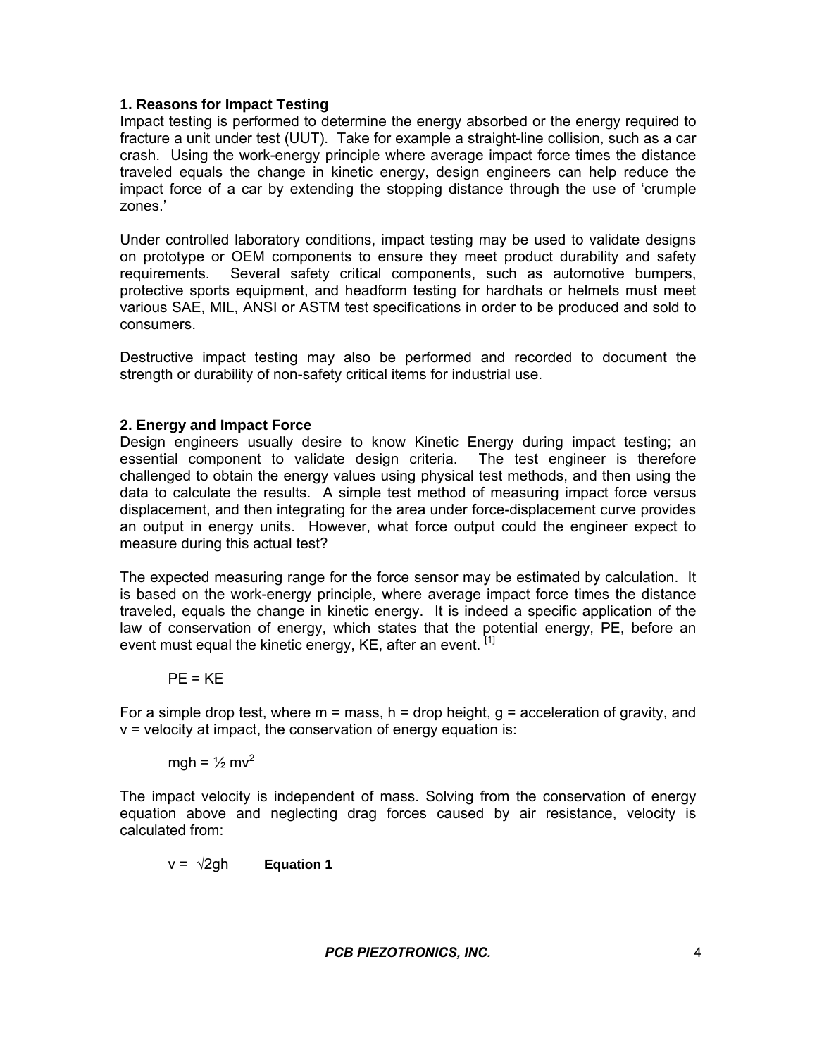## 1. Reasons for Impact Testing

Impact testing is performed to determine the energy absorbed or the energy required to fracture a unit under test (UUT). Take for example a straight-line collision, such as a car crash. Using the work-energy principle where average impact force times the distance traveled equals the change in kinetic energy, design engineers can help reduce the impact force of a car by extending the stopping distance through the use of 'crumple zones.'

Under controlled laboratory conditions, impact testing may be used to validate designs on prototype or OEM components to ensure they meet product durability and safety requirements. Several safety critical components, such as automotive bumpers, protective sports equipment, and headform testing for hardhats or helmets must meet various SAE, MIL, ANSI or ASTM test specifications in order to be produced and sold to consumers.

Destructive impact testing may also be performed and recorded to document the strength or durability of non-safety critical items for industrial use.

## 2. Energy and Impact Force

Design engineers usually desire to know Kinetic Energy during impact testing; an essential component to validate design criteria. The test engineer is therefore challenged to obtain the energy values using physical test methods, and then using the data to calculate the results. A simple test method of measuring impact force versus displacement, and then integrating for the area under force-displacement curve provides an output in energy units. However, what force output could the engineer expect to measure during this actual test?

The expected measuring range for the force sensor may be estimated by calculation. It is based on the work-energy principle, where average impact force times the distance traveled, equals the change in kinetic energy. It is indeed a specific application of the law of conservation of energy, which states that the potential energy, PE, before an event must equal the kinetic energy, KE, after an event. [1]

$$PE = KE$$

For a simple drop test, where m = mass, h = drop height, g = acceleration of gravity, and v = velocity at impact, the conservation of energy equation is:

$$mgh = \frac{1}{2} mv^2$$

The impact velocity is independent of mass. Solving from the conservation of energy equation above and neglecting drag forces caused by air resistance, velocity is calculated from:

$$v = \sqrt{2gh} \qquad \textbf{Equation 1}$$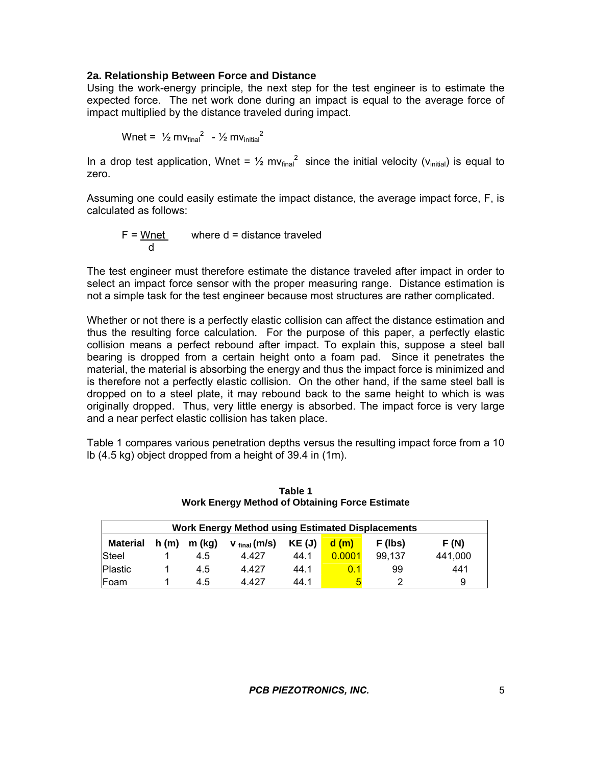### 2a. Relationship Between Force and Distance

Using the work-energy principle, the next step for the test engineer is to estimate the expected force. The net work done during an impact is equal to the average force of impact multiplied by the distance traveled during impact.

$$W_{net} = \frac{1}{2} m v_{final}^2 - \frac{1}{2} m v_{initial}^2$$

In a drop test application, $W_{net} = \frac{1}{2} m v_{final}^2$ since the initial velocity ($v_{initial}$) is equal to zero.

Assuming one could easily estimate the impact distance, the average impact force, F, is calculated as follows:

$$F = \frac{W_{net}}{d} \quad \text{where } d = \text{distance traveled}$$

The test engineer must therefore estimate the distance traveled after impact in order to select an impact force sensor with the proper measuring range. Distance estimation is not a simple task for the test engineer because most structures are rather complicated.

Whether or not there is a perfectly elastic collision can affect the distance estimation and thus the resulting force calculation. For the purpose of this paper, a perfectly elastic collision means a perfect rebound after impact. To explain this, suppose a steel ball bearing is dropped from a certain height onto a foam pad. Since it penetrates the material, the material is absorbing the energy and thus the impact force is minimized and is therefore not a perfectly elastic collision. On the other hand, if the same steel ball is dropped on to a steel plate, it may rebound back to the same height to which is was originally dropped. Thus, very little energy is absorbed. The impact force is very large and a near perfect elastic collision has taken place.

Table 1 compares various penetration depths versus the resulting impact force from a 10 lb (4.5 kg) object dropped from a height of 39.4 in (1m).

**Table 1**
**Work Energy Method of Obtaining Force Estimate**

| Work Energy Method using Estimated Displacements | | | | | | | |
|---|---|---|---|---|---|---|---|
| **Material** | **h (m)** | **m (kg)** | **$v_{final}$ (m/s)** | **KE (J)** | **d (m)** | **F (lbs)** | **F (N)** |
| Steel | 1 | 4.5 | 4.427 | 44.1 | 0.0001 | 99,137 | 441,000 |
| Plastic | 1 | 4.5 | 4.427 | 44.1 | 0.1 | 99 | 441 |
| Foam | 1 | 4.5 | 4.427 | 44.1 | 5 | 2 | 9 |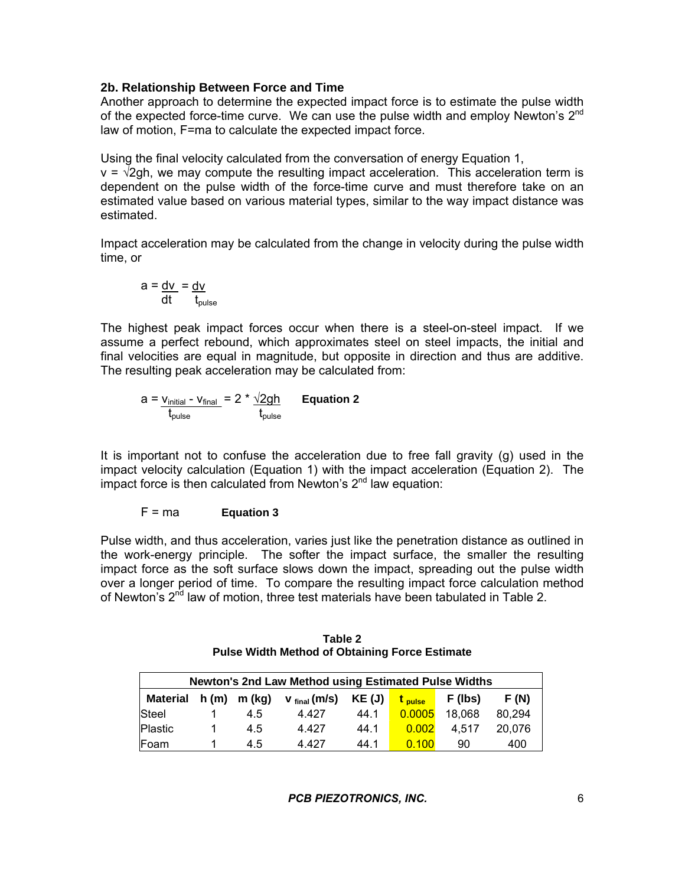### 2b. Relationship Between Force and Time

Another approach to determine the expected impact force is to estimate the pulse width of the expected force-time curve. We can use the pulse width and employ Newton's 2nd law of motion, F=ma to calculate the expected impact force.

Using the final velocity calculated from the conversation of energy Equation 1, $v = \sqrt{2gh}$, we may compute the resulting impact acceleration. This acceleration term is dependent on the pulse width of the force-time curve and must therefore take on an estimated value based on various material types, similar to the way impact distance was estimated.

Impact acceleration may be calculated from the change in velocity during the pulse width time, or

$$a = \frac{dv}{dt} = \frac{dv}{t_{pulse}}$$

The highest peak impact forces occur when there is a steel-on-steel impact. If we assume a perfect rebound, which approximates steel on steel impacts, the initial and final velocities are equal in magnitude, but opposite in direction and thus are additive. The resulting peak acceleration may be calculated from:

$$a = \frac{v_{initial} - v_{final}}{t_{pulse}} = 2 * \frac{\sqrt{2gh}}{t_{pulse}} \qquad \textbf{Equation 2}$$

It is important not to confuse the acceleration due to free fall gravity (g) used in the impact velocity calculation (Equation 1) with the impact acceleration (Equation 2). The impact force is then calculated from Newton's 2nd law equation:

$$F = ma \qquad \textbf{Equation 3}$$

Pulse width, and thus acceleration, varies just like the penetration distance as outlined in the work-energy principle. The softer the impact surface, the smaller the resulting impact force as the soft surface slows down the impact, spreading out the pulse width over a longer period of time. To compare the resulting impact force calculation method of Newton's 2nd law of motion, three test materials have been tabulated in Table 2.

**Table 2**
**Pulse Width Method of Obtaining Force Estimate**

| Newton's 2nd Law Method using Estimated Pulse Widths | | | | | | | |
|---|---|---|---|---|---|---|---|
| **Material** | **h (m)** | **m (kg)** | **$v_{final}$ (m/s)** | **KE (J)** | **$t_{pulse}$** | **F (lbs)** | **F (N)** |
| Steel | 1 | 4.5 | 4.427 | 44.1 | 0.0005 | 18,068 | 80,294 |
| Plastic | 1 | 4.5 | 4.427 | 44.1 | 0.002 | 4,517 | 20,076 |
| Foam | 1 | 4.5 | 4.427 | 44.1 | 0.100 | 90 | 400 |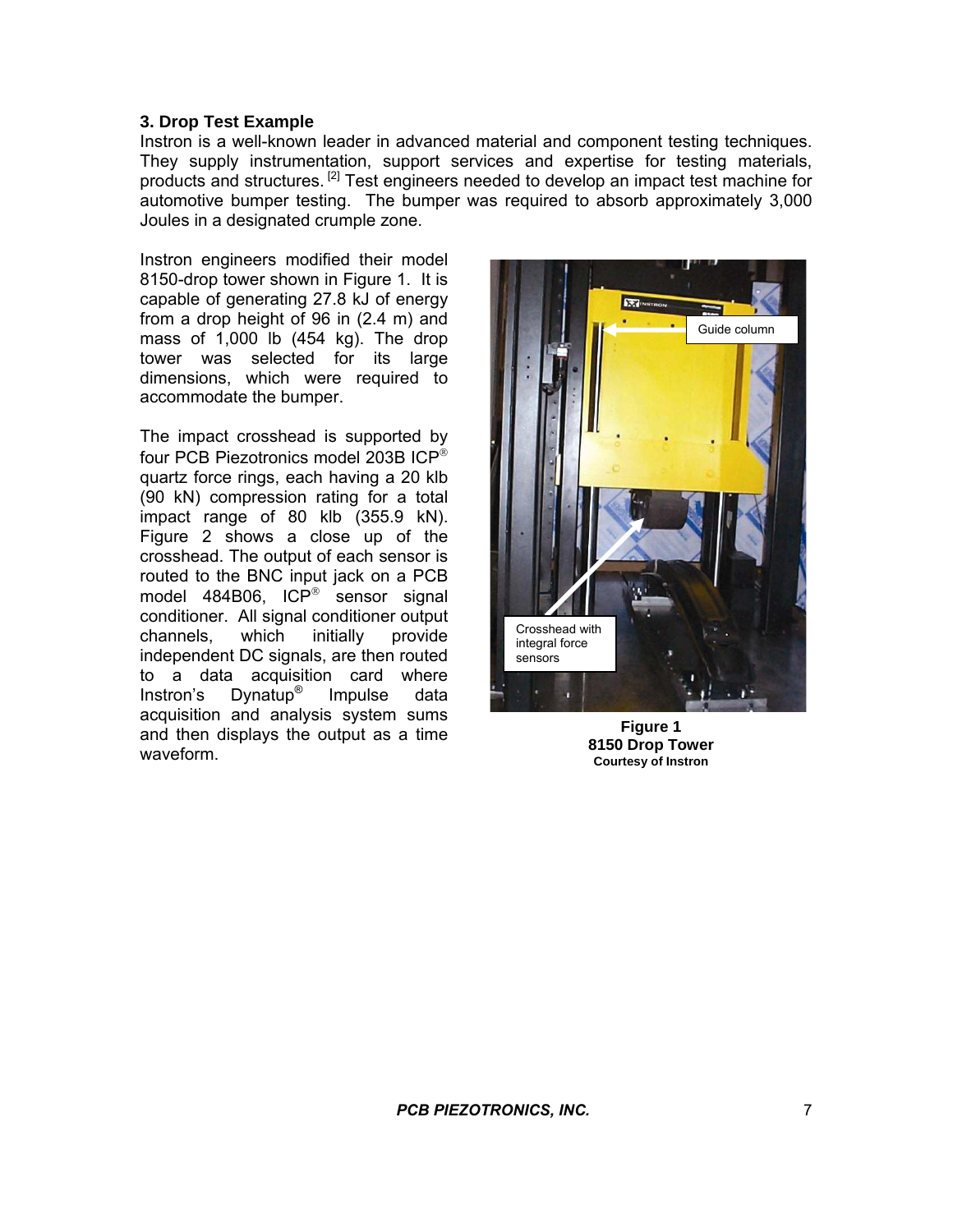### 3. Drop Test Example

Instron is a well-known leader in advanced material and component testing techniques. They supply instrumentation, support services and expertise for testing materials, products and structures. [2] Test engineers needed to develop an impact test machine for automotive bumper testing. The bumper was required to absorb approximately 3,000 Joules in a designated crumple zone.

Instron engineers modified their model 8150-drop tower shown in Figure 1. It is capable of generating 27.8 kJ of energy from a drop height of 96 in (2.4 m) and mass of 1,000 lb (454 kg). The drop tower was selected for its large dimensions, which were required to accommodate the bumper.

The impact crosshead is supported by four PCB Piezotronics model 203B ICP® quartz force rings, each having a 20 klb (90 kN) compression rating for a total impact range of 80 klb (355.9 kN). Figure 2 shows a close up of the crosshead. The output of each sensor is routed to the BNC input jack on a PCB model 484B06, ICP® sensor signal conditioner. All signal conditioner output channels, which initially provide independent DC signals, are then routed to a data acquisition card where Instron's Dynatup® Impulse data acquisition and analysis system sums and then displays the output as a time waveform.

Guide column

Crosshead with integral force sensors

**Figure 1**
**8150 Drop Tower**
**Courtesy of Instron**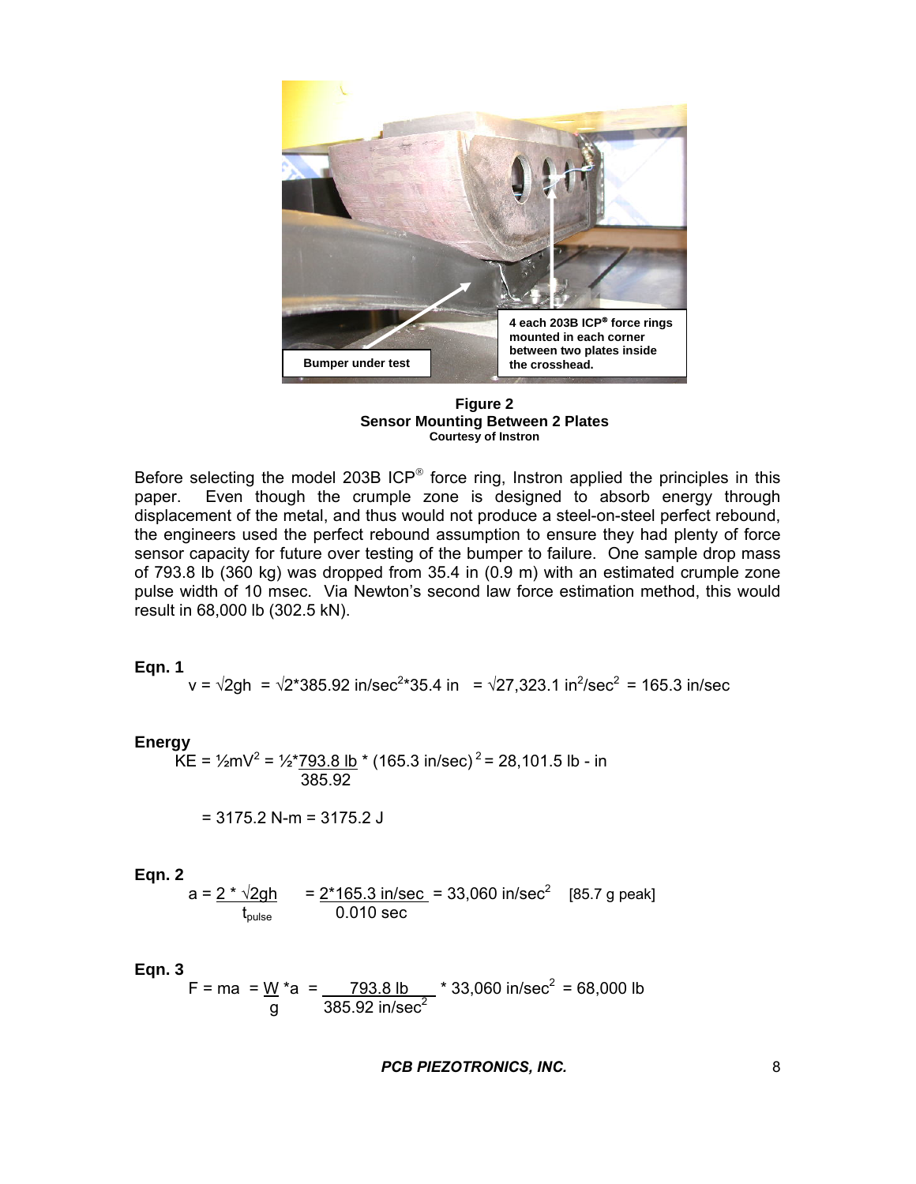Figure 2
**Sensor Mounting Between 2 Plates**
Courtesy of Instron

Before selecting the model 203B ICP® force ring, Instron applied the principles in this paper. Even though the crumple zone is designed to absorb energy through displacement of the metal, and thus would not produce a steel-on-steel perfect rebound, the engineers used the perfect rebound assumption to ensure they had plenty of force sensor capacity for future over testing of the bumper to failure. One sample drop mass of 793.8 lb (360 kg) was dropped from 35.4 in (0.9 m) with an estimated crumple zone pulse width of 10 msec. Via Newton's second law force estimation method, this would result in 68,000 lb (302.5 kN).

**Eqn. 1**

$$v = \sqrt{2gh} = \sqrt{2 \cdot 385.92 \text{ in/sec}^2 \cdot 35.4 \text{ in}} = \sqrt{27{,}323.1 \text{ in}^2/\text{sec}^2} = 165.3 \text{ in/sec}$$

**Energy**

$$KE = \tfrac{1}{2} mV^2 = \tfrac{1}{2} \cdot \frac{793.8 \text{ lb}}{385.92} \cdot (165.3 \text{ in/sec})^2 = 28{,}101.5 \text{ lb - in}$$

$$= 3175.2 \text{ N-m} = 3175.2 \text{ J}$$

**Eqn. 2**

$$a = \frac{2 \cdot \sqrt{2gh}}{t_{pulse}} = \frac{2 \cdot 165.3 \text{ in/sec}}{0.010 \text{ sec}} = 33{,}060 \text{ in/sec}^2 \quad [85.7 \text{ g peak}]$$

**Eqn. 3**

$$F = ma = \frac{W}{g} \cdot a = \frac{793.8 \text{ lb}}{385.92 \text{ in/sec}^2} \cdot 33{,}060 \text{ in/sec}^2 = 68{,}000 \text{ lb}$$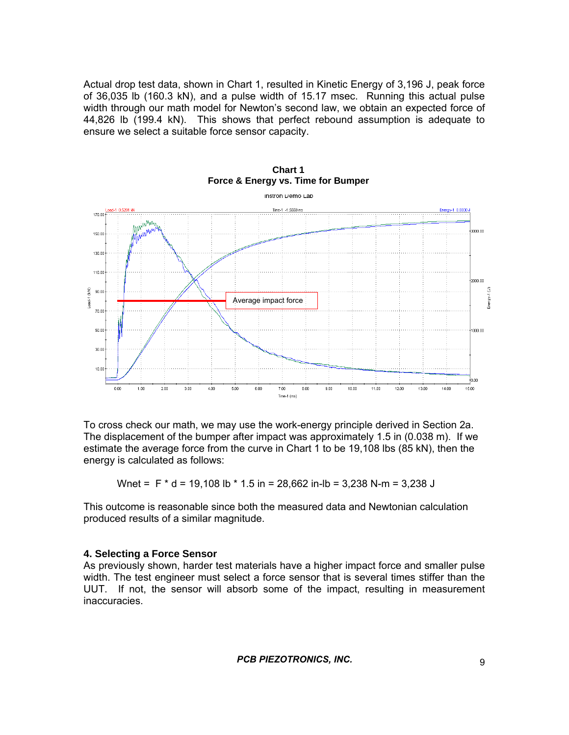Actual drop test data, shown in Chart 1, resulted in Kinetic Energy of 3,196 J, peak force of 36,035 lb (160.3 kN), and a pulse width of 15.17 msec. Running this actual pulse width through our math model for Newton's second law, we obtain an expected force of 44,826 lb (199.4 kN). This shows that perfect rebound assumption is adequate to ensure we select a suitable force sensor capacity.

**Chart 1**
**Force & Energy vs. Time for Bumper**

To cross check our math, we may use the work-energy principle derived in Section 2a. The displacement of the bumper after impact was approximately 1.5 in (0.038 m). If we estimate the average force from the curve in Chart 1 to be 19,108 lbs (85 kN), then the energy is calculated as follows:

$$W_{net} = F * d = 19{,}108 \text{ lb} * 1.5 \text{ in} = 28{,}662 \text{ in-lb} = 3{,}238 \text{ N-m} = 3{,}238 \text{ J}$$

This outcome is reasonable since both the measured data and Newtonian calculation produced results of a similar magnitude.

### 4. Selecting a Force Sensor

As previously shown, harder test materials have a higher impact force and smaller pulse width. The test engineer must select a force sensor that is several times stiffer than the UUT. If not, the sensor will absorb some of the impact, resulting in measurement inaccuracies.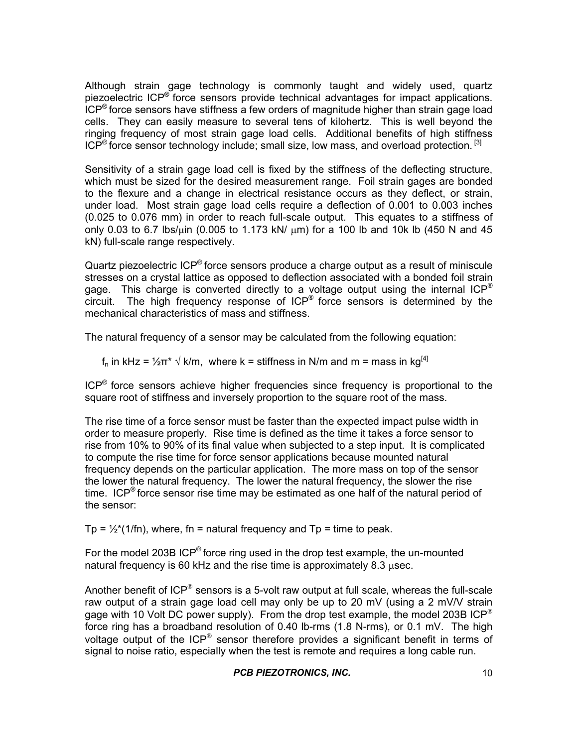Although strain gage technology is commonly taught and widely used, quartz piezoelectric ICP® force sensors provide technical advantages for impact applications. ICP® force sensors have stiffness a few orders of magnitude higher than strain gage load cells. They can easily measure to several tens of kilohertz. This is well beyond the ringing frequency of most strain gage load cells. Additional benefits of high stiffness ICP® force sensor technology include; small size, low mass, and overload protection. [3]

Sensitivity of a strain gage load cell is fixed by the stiffness of the deflecting structure, which must be sized for the desired measurement range. Foil strain gages are bonded to the flexure and a change in electrical resistance occurs as they deflect, or strain, under load. Most strain gage load cells require a deflection of 0.001 to 0.003 inches (0.025 to 0.076 mm) in order to reach full-scale output. This equates to a stiffness of only 0.03 to 6.7 lbs/μin (0.005 to 1.173 kN/ μm) for a 100 lb and 10k lb (450 N and 45 kN) full-scale range respectively.

Quartz piezoelectric ICP® force sensors produce a charge output as a result of miniscule stresses on a crystal lattice as opposed to deflection associated with a bonded foil strain gage. This charge is converted directly to a voltage output using the internal ICP® circuit. The high frequency response of ICP® force sensors is determined by the mechanical characteristics of mass and stiffness.

The natural frequency of a sensor may be calculated from the following equation:

$f_n$ in kHz = $\frac{1}{2}\pi^* \sqrt{k/m}$, where k = stiffness in N/m and m = mass in kg[4]

ICP® force sensors achieve higher frequencies since frequency is proportional to the square root of stiffness and inversely proportion to the square root of the mass.

The rise time of a force sensor must be faster than the expected impact pulse width in order to measure properly. Rise time is defined as the time it takes a force sensor to rise from 10% to 90% of its final value when subjected to a step input. It is complicated to compute the rise time for force sensor applications because mounted natural frequency depends on the particular application. The more mass on top of the sensor the lower the natural frequency. The lower the natural frequency, the slower the rise time. ICP® force sensor rise time may be estimated as one half of the natural period of the sensor:

$T_p = \frac{1}{2}^*(1/f_n)$, where, fn = natural frequency and Tp = time to peak.

For the model 203B ICP® force ring used in the drop test example, the un-mounted natural frequency is 60 kHz and the rise time is approximately 8.3 μsec.

Another benefit of ICP® sensors is a 5-volt raw output at full scale, whereas the full-scale raw output of a strain gage load cell may only be up to 20 mV (using a 2 mV/V strain gage with 10 Volt DC power supply). From the drop test example, the model 203B ICP® force ring has a broadband resolution of 0.40 lb-rms (1.8 N-rms), or 0.1 mV. The high voltage output of the ICP® sensor therefore provides a significant benefit in terms of signal to noise ratio, especially when the test is remote and requires a long cable run.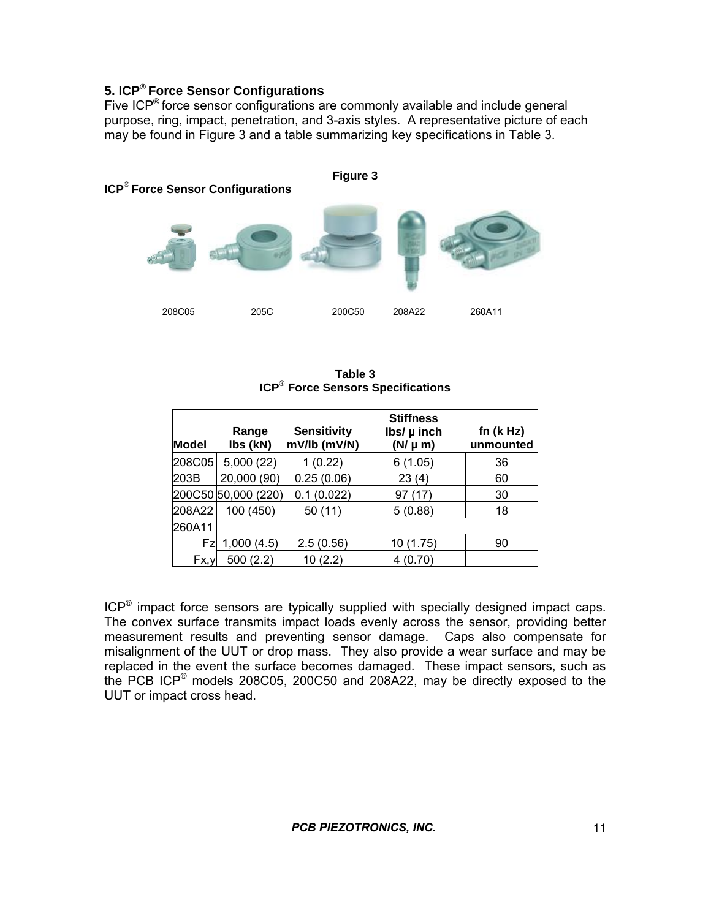### 5. ICP® Force Sensor Configurations

Five ICP® force sensor configurations are commonly available and include general purpose, ring, impact, penetration, and 3-axis styles. A representative picture of each may be found in Figure 3 and a table summarizing key specifications in Table 3.

**Figure 3**

**ICP® Force Sensor Configurations**

208C05 205C 200C50 208A22 260A11

**Table 3**
**ICP® Force Sensors Specifications**

| Model | Range lbs (kN) | Sensitivity mV/lb (mV/N) | Stiffness lbs/ μ inch (N/ μ m) | fn (k Hz) unmounted |
|---|---|---|---|---|
| 208C05 | 5,000 (22) | 1 (0.22) | 6 (1.05) | 36 |
| 203B | 20,000 (90) | 0.25 (0.06) | 23 (4) | 60 |
| 200C50 | 50,000 (220) | 0.1 (0.022) | 97 (17) | 30 |
| 208A22 | 100 (450) | 50 (11) | 5 (0.88) | 18 |
| 260A11 | | | | |
| Fz | 1,000 (4.5) | 2.5 (0.56) | 10 (1.75) | 90 |
| Fx,y | 500 (2.2) | 10 (2.2) | 4 (0.70) | |

ICP® impact force sensors are typically supplied with specially designed impact caps. The convex surface transmits impact loads evenly across the sensor, providing better measurement results and preventing sensor damage. Caps also compensate for misalignment of the UUT or drop mass. They also provide a wear surface and may be replaced in the event the surface becomes damaged. These impact sensors, such as the PCB ICP® models 208C05, 200C50 and 208A22, may be directly exposed to the UUT or impact cross head.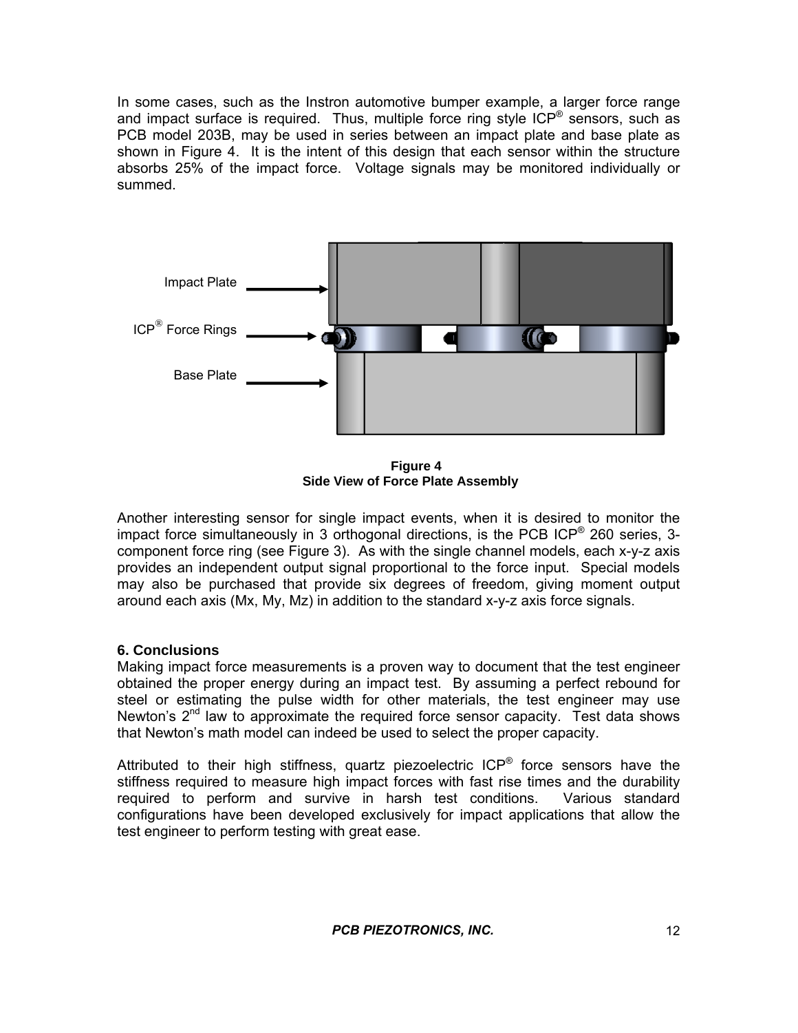In some cases, such as the Instron automotive bumper example, a larger force range and impact surface is required. Thus, multiple force ring style ICP® sensors, such as PCB model 203B, may be used in series between an impact plate and base plate as shown in Figure 4. It is the intent of this design that each sensor within the structure absorbs 25% of the impact force. Voltage signals may be monitored individually or summed.

Impact Plate

ICP® Force Rings

Base Plate

**Figure 4**
**Side View of Force Plate Assembly**

Another interesting sensor for single impact events, when it is desired to monitor the impact force simultaneously in 3 orthogonal directions, is the PCB ICP® 260 series, 3-component force ring (see Figure 3). As with the single channel models, each x-y-z axis provides an independent output signal proportional to the force input. Special models may also be purchased that provide six degrees of freedom, giving moment output around each axis (Mx, My, Mz) in addition to the standard x-y-z axis force signals.

## 6. Conclusions

Making impact force measurements is a proven way to document that the test engineer obtained the proper energy during an impact test. By assuming a perfect rebound for steel or estimating the pulse width for other materials, the test engineer may use Newton's 2nd law to approximate the required force sensor capacity. Test data shows that Newton's math model can indeed be used to select the proper capacity.

Attributed to their high stiffness, quartz piezoelectric ICP® force sensors have the stiffness required to measure high impact forces with fast rise times and the durability required to perform and survive in harsh test conditions. Various standard configurations have been developed exclusively for impact applications that allow the test engineer to perform testing with great ease.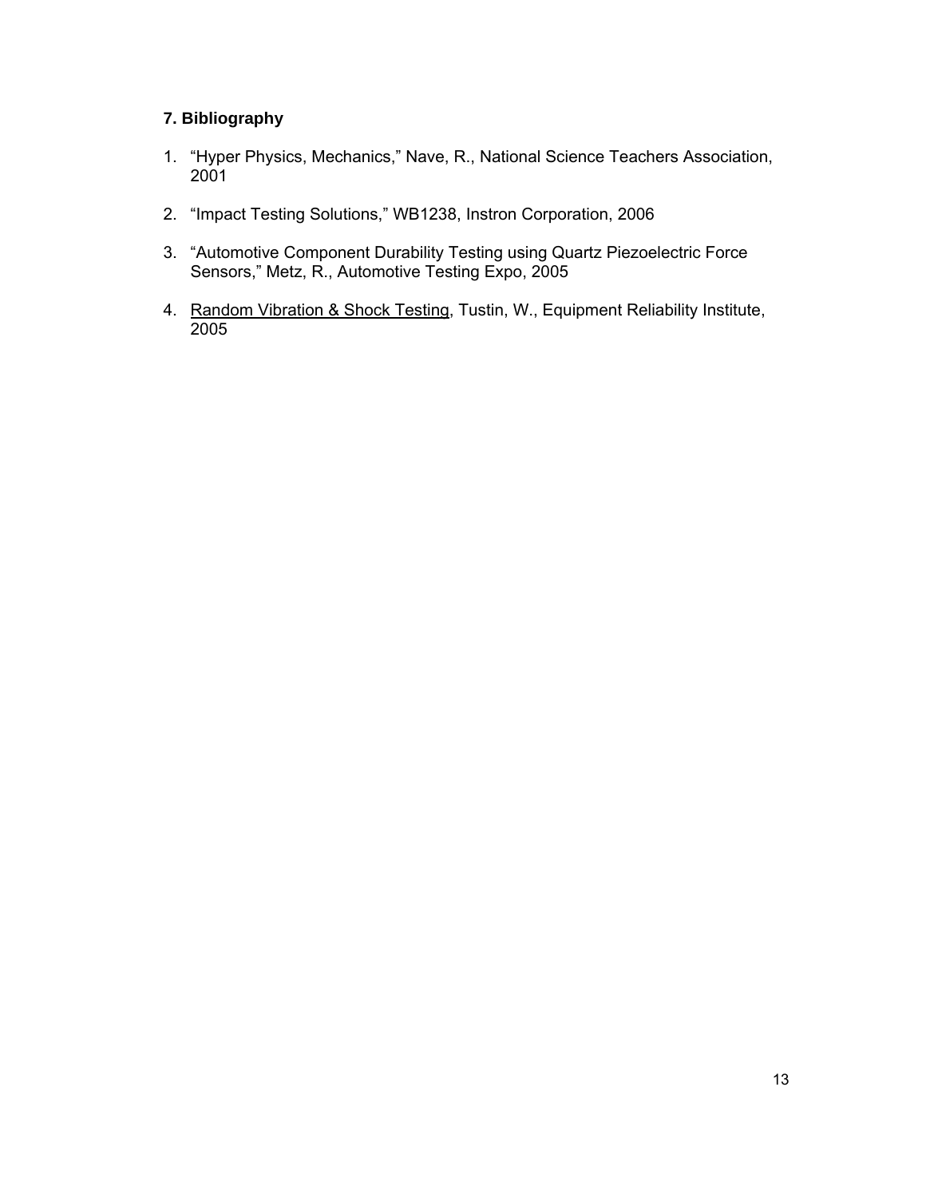## 7. Bibliography

1. "Hyper Physics, Mechanics," Nave, R., National Science Teachers Association, 2001

2. "Impact Testing Solutions," WB1238, Instron Corporation, 2006

3. "Automotive Component Durability Testing using Quartz Piezoelectric Force Sensors," Metz, R., Automotive Testing Expo, 2005

4. <u>Random Vibration & Shock Testing</u>, Tustin, W., Equipment Reliability Institute, 2005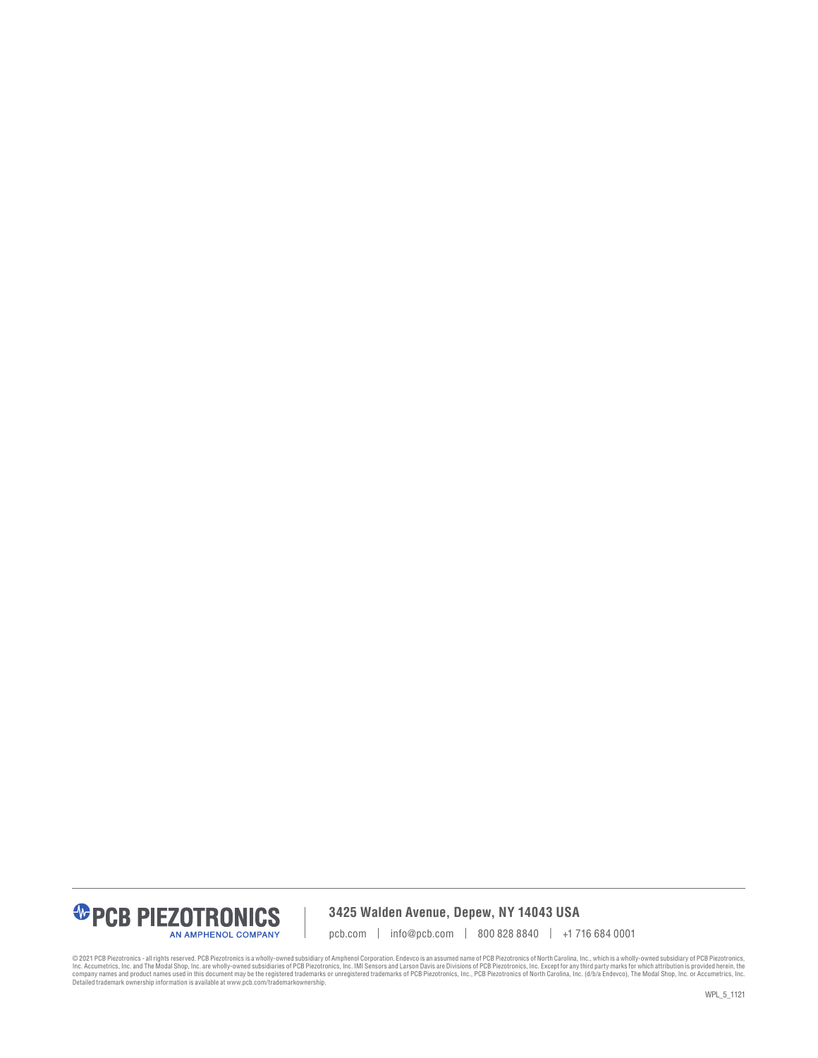PCB PIEZOTRONICS
AN AMPHENOL COMPANY

**3425 Walden Avenue, Depew, NY 14043 USA**

pcb.com | info@pcb.com | 800 828 8840 | +1 716 684 0001

© 2021 PCB Piezotronics - all rights reserved. PCB Piezotronics is a wholly-owned subsidiary of Amphenol Corporation. Endevco is an assumed name of PCB Piezotronics of North Carolina, Inc., which is a wholly-owned subsidiary of PCB Piezotronics, Inc. Accumetrics, Inc. and The Modal Shop, Inc. are wholly-owned subsidiaries of PCB Piezotronics, Inc. IMI Sensors and Larson Davis are Divisions of PCB Piezotronics, Inc. Except for any third party marks for which attribution is provided herein, the company names and product names used in this document may be the registered trademarks or unregistered trademarks of PCB Piezotronics, Inc., PCB Piezotronics of North Carolina, Inc. (d/b/a Endevco), The Modal Shop, Inc. or Accumetrics, Inc. Detailed trademark ownership information is available at www.pcb.com/trademarkownership.

WPL_5_1121